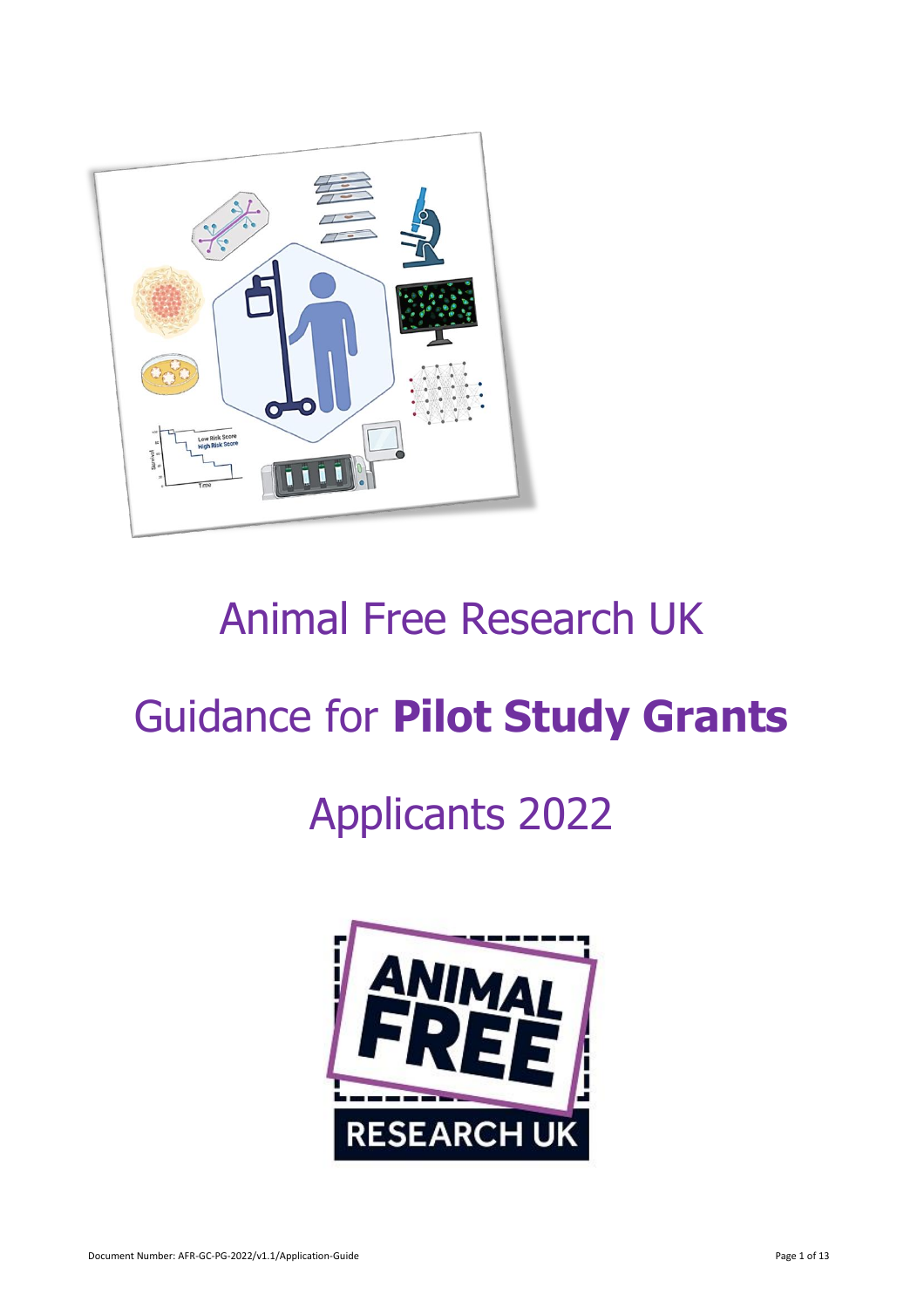# Animal Free Research UK

# Guidance for **Pilot Study Grants** Applicants 2022

Document Number: AFR-GC-PG-2022/v1.1/Application-Guide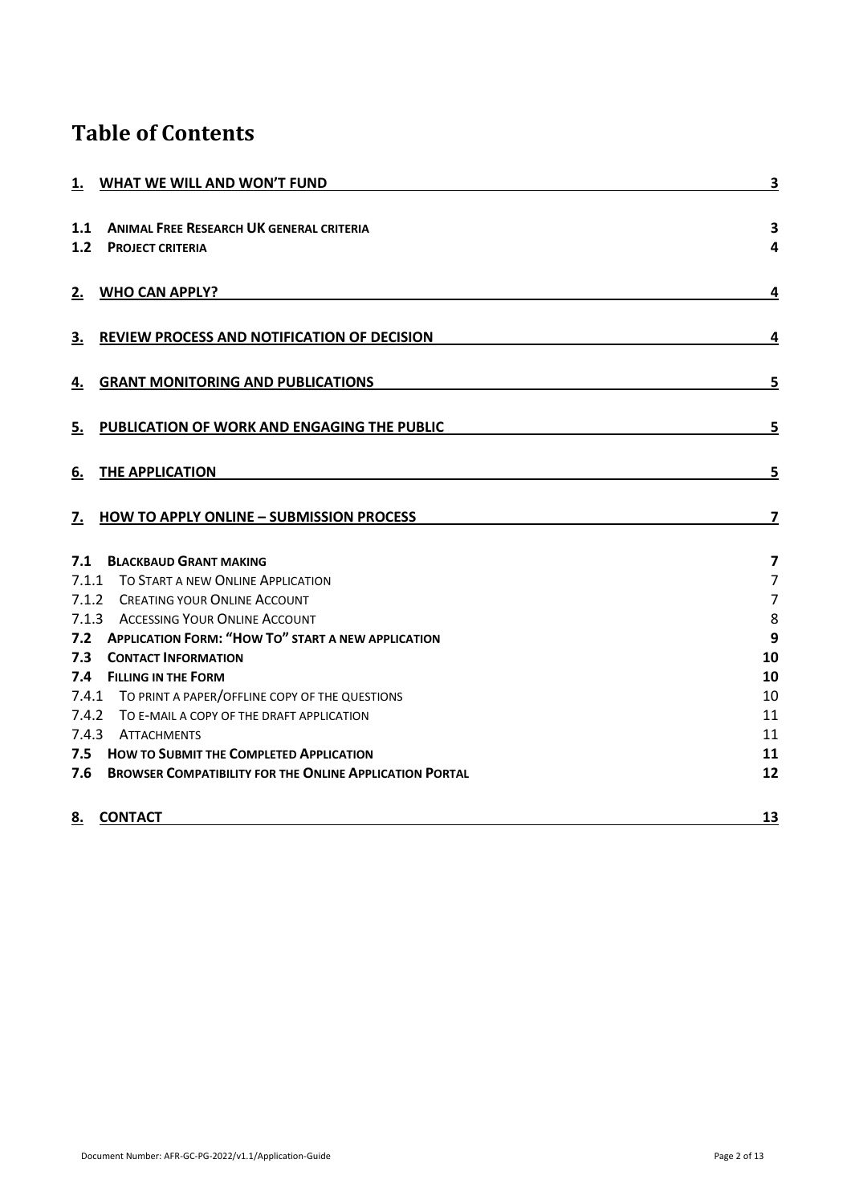# Table of Contents

| | | |
|---|---|---|
| **1.** | **WHAT WE WILL AND WON'T FUND** | **3** |
| **1.1** | **ANIMAL FREE RESEARCH UK GENERAL CRITERIA** | **3** |
| **1.2** | **PROJECT CRITERIA** | **4** |
| **2.** | **WHO CAN APPLY?** | **4** |
| **3.** | **REVIEW PROCESS AND NOTIFICATION OF DECISION** | **4** |
| **4.** | **GRANT MONITORING AND PUBLICATIONS** | **5** |
| **5.** | **PUBLICATION OF WORK AND ENGAGING THE PUBLIC** | **5** |
| **6.** | **THE APPLICATION** | **5** |
| **7.** | **HOW TO APPLY ONLINE – SUBMISSION PROCESS** | **7** |
| **7.1** | **BLACKBAUD GRANT MAKING** | **7** |
| 7.1.1 | TO START A NEW ONLINE APPLICATION | 7 |
| 7.1.2 | CREATING YOUR ONLINE ACCOUNT | 7 |
| 7.1.3 | ACCESSING YOUR ONLINE ACCOUNT | 8 |
| **7.2** | **APPLICATION FORM: "HOW TO" START A NEW APPLICATION** | **9** |
| **7.3** | **CONTACT INFORMATION** | **10** |
| **7.4** | **FILLING IN THE FORM** | **10** |
| 7.4.1 | TO PRINT A PAPER/OFFLINE COPY OF THE QUESTIONS | 10 |
| 7.4.2 | TO E-MAIL A COPY OF THE DRAFT APPLICATION | 11 |
| 7.4.3 | ATTACHMENTS | 11 |
| **7.5** | **HOW TO SUBMIT THE COMPLETED APPLICATION** | **11** |
| **7.6** | **BROWSER COMPATIBILITY FOR THE ONLINE APPLICATION PORTAL** | **12** |
| **8.** | **CONTACT** | **13** |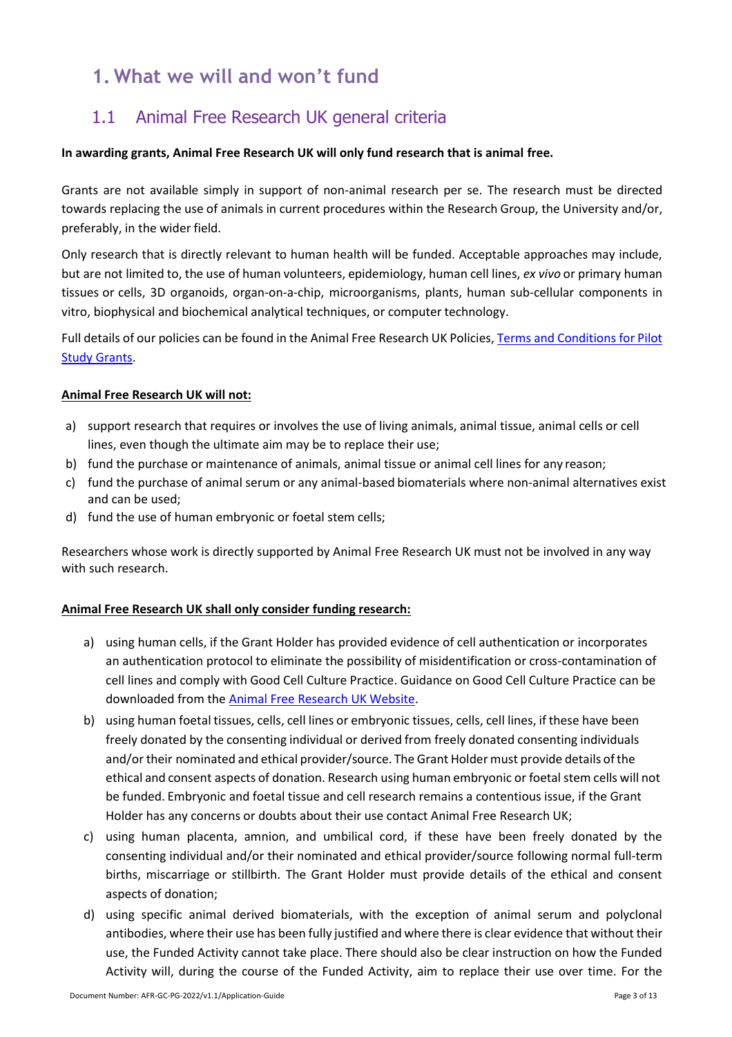# 1. What we will and won’t fund

## 1.1 Animal Free Research UK general criteria

**In awarding grants, Animal Free Research UK will only fund research that is animal free.**

Grants are not available simply in support of non-animal research per se. The research must be directed towards replacing the use of animals in current procedures within the Research Group, the University and/or, preferably, in the wider field.

Only research that is directly relevant to human health will be funded. Acceptable approaches may include, but are not limited to, the use of human volunteers, epidemiology, human cell lines, *ex vivo* or primary human tissues or cells, 3D organoids, organ-on-a-chip, microorganisms, plants, human sub-cellular components in vitro, biophysical and biochemical analytical techniques, or computer technology.

Full details of our policies can be found in the Animal Free Research UK Policies, [Terms and Conditions for Pilot Study Grants](#).

**Animal Free Research UK will not:**

a) support research that requires or involves the use of living animals, animal tissue, animal cells or cell lines, even though the ultimate aim may be to replace their use;
b) fund the purchase or maintenance of animals, animal tissue or animal cell lines for any reason;
c) fund the purchase of animal serum or any animal-based biomaterials where non-animal alternatives exist and can be used;
d) fund the use of human embryonic or foetal stem cells;

Researchers whose work is directly supported by Animal Free Research UK must not be involved in any way with such research.

**Animal Free Research UK shall only consider funding research:**

a) using human cells, if the Grant Holder has provided evidence of cell authentication or incorporates an authentication protocol to eliminate the possibility of misidentification or cross-contamination of cell lines and comply with Good Cell Culture Practice. Guidance on Good Cell Culture Practice can be downloaded from the [Animal Free Research UK Website](#).
b) using human foetal tissues, cells, cell lines or embryonic tissues, cells, cell lines, if these have been freely donated by the consenting individual or derived from freely donated consenting individuals and/or their nominated and ethical provider/source. The Grant Holder must provide details of the ethical and consent aspects of donation. Research using human embryonic or foetal stem cells will not be funded. Embryonic and foetal tissue and cell research remains a contentious issue, if the Grant Holder has any concerns or doubts about their use contact Animal Free Research UK;
c) using human placenta, amnion, and umbilical cord, if these have been freely donated by the consenting individual and/or their nominated and ethical provider/source following normal full-term births, miscarriage or stillbirth. The Grant Holder must provide details of the ethical and consent aspects of donation;
d) using specific animal derived biomaterials, with the exception of animal serum and polyclonal antibodies, where their use has been fully justified and where there is clear evidence that without their use, the Funded Activity cannot take place. There should also be clear instruction on how the Funded Activity will, during the course of the Funded Activity, aim to replace their use over time. For the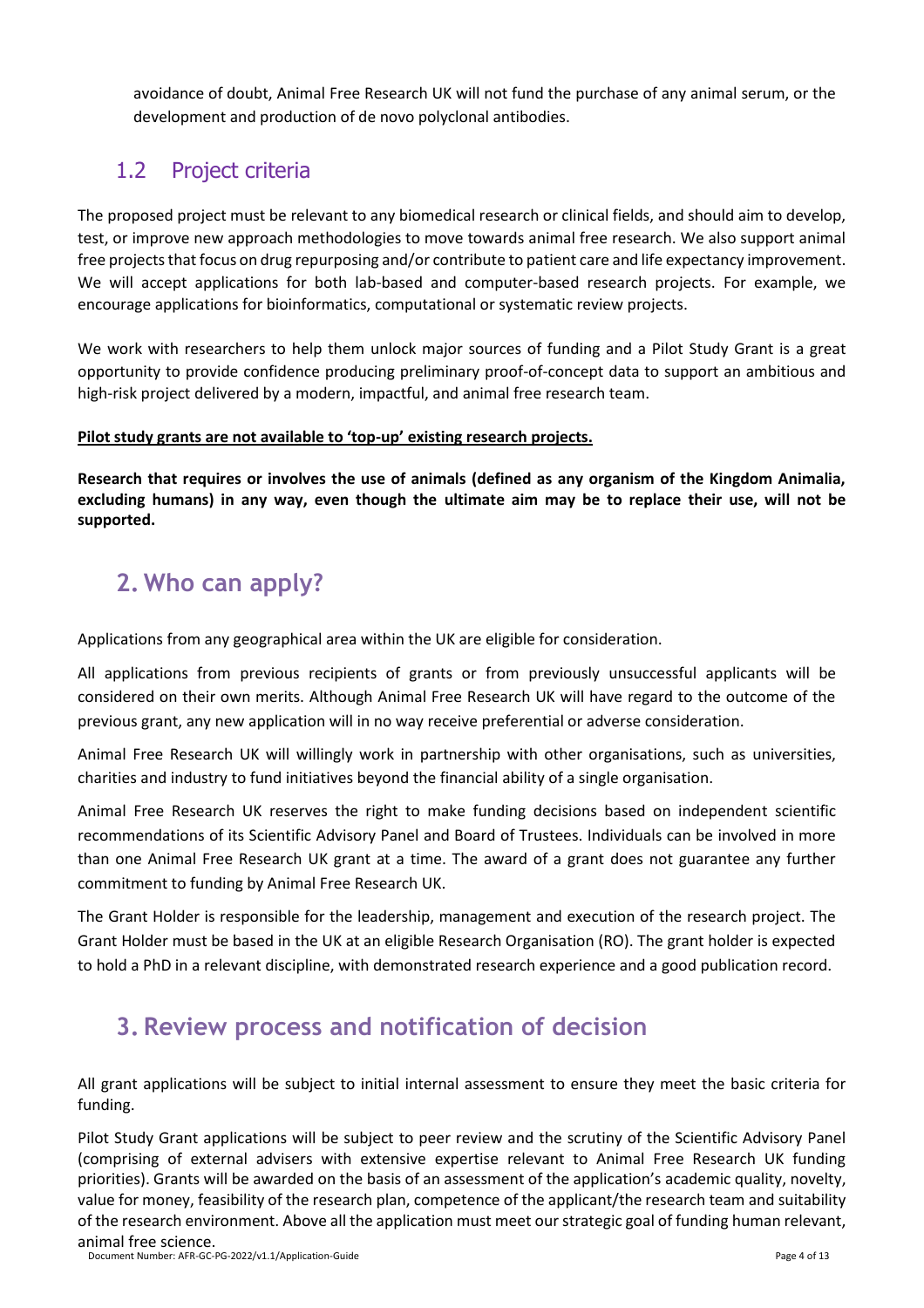avoidance of doubt, Animal Free Research UK will not fund the purchase of any animal serum, or the development and production of de novo polyclonal antibodies.

### 1.2 Project criteria

The proposed project must be relevant to any biomedical research or clinical fields, and should aim to develop, test, or improve new approach methodologies to move towards animal free research. We also support animal free projects that focus on drug repurposing and/or contribute to patient care and life expectancy improvement. We will accept applications for both lab-based and computer-based research projects. For example, we encourage applications for bioinformatics, computational or systematic review projects.

We work with researchers to help them unlock major sources of funding and a Pilot Study Grant is a great opportunity to provide confidence producing preliminary proof-of-concept data to support an ambitious and high-risk project delivered by a modern, impactful, and animal free research team.

**Pilot study grants are not available to 'top-up' existing research projects.**

**Research that requires or involves the use of animals (defined as any organism of the Kingdom Animalia, excluding humans) in any way, even though the ultimate aim may be to replace their use, will not be supported.**

## 2. Who can apply?

Applications from any geographical area within the UK are eligible for consideration.

All applications from previous recipients of grants or from previously unsuccessful applicants will be considered on their own merits. Although Animal Free Research UK will have regard to the outcome of the previous grant, any new application will in no way receive preferential or adverse consideration.

Animal Free Research UK will willingly work in partnership with other organisations, such as universities, charities and industry to fund initiatives beyond the financial ability of a single organisation.

Animal Free Research UK reserves the right to make funding decisions based on independent scientific recommendations of its Scientific Advisory Panel and Board of Trustees. Individuals can be involved in more than one Animal Free Research UK grant at a time. The award of a grant does not guarantee any further commitment to funding by Animal Free Research UK.

The Grant Holder is responsible for the leadership, management and execution of the research project. The Grant Holder must be based in the UK at an eligible Research Organisation (RO). The grant holder is expected to hold a PhD in a relevant discipline, with demonstrated research experience and a good publication record.

## 3. Review process and notification of decision

All grant applications will be subject to initial internal assessment to ensure they meet the basic criteria for funding.

Pilot Study Grant applications will be subject to peer review and the scrutiny of the Scientific Advisory Panel (comprising of external advisers with extensive expertise relevant to Animal Free Research UK funding priorities). Grants will be awarded on the basis of an assessment of the application's academic quality, novelty, value for money, feasibility of the research plan, competence of the applicant/the research team and suitability of the research environment. Above all the application must meet our strategic goal of funding human relevant, animal free science.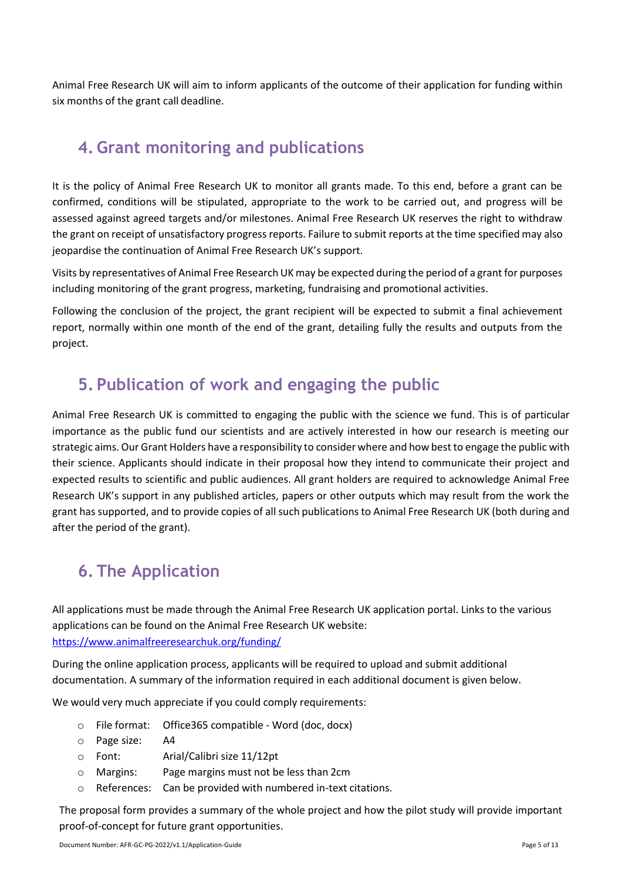Animal Free Research UK will aim to inform applicants of the outcome of their application for funding within six months of the grant call deadline.

## 4. Grant monitoring and publications

It is the policy of Animal Free Research UK to monitor all grants made. To this end, before a grant can be confirmed, conditions will be stipulated, appropriate to the work to be carried out, and progress will be assessed against agreed targets and/or milestones. Animal Free Research UK reserves the right to withdraw the grant on receipt of unsatisfactory progress reports. Failure to submit reports at the time specified may also jeopardise the continuation of Animal Free Research UK's support.

Visits by representatives of Animal Free Research UK may be expected during the period of a grant for purposes including monitoring of the grant progress, marketing, fundraising and promotional activities.

Following the conclusion of the project, the grant recipient will be expected to submit a final achievement report, normally within one month of the end of the grant, detailing fully the results and outputs from the project.

## 5. Publication of work and engaging the public

Animal Free Research UK is committed to engaging the public with the science we fund. This is of particular importance as the public fund our scientists and are actively interested in how our research is meeting our strategic aims. Our Grant Holders have a responsibility to consider where and how best to engage the public with their science. Applicants should indicate in their proposal how they intend to communicate their project and expected results to scientific and public audiences. All grant holders are required to acknowledge Animal Free Research UK's support in any published articles, papers or other outputs which may result from the work the grant has supported, and to provide copies of all such publications to Animal Free Research UK (both during and after the period of the grant).

## 6. The Application

All applications must be made through the Animal Free Research UK application portal. Links to the various applications can be found on the Animal Free Research UK website: [https://www.animalfreeresearchuk.org/funding/](https://www.animalfreeresearchuk.org/funding/)

During the online application process, applicants will be required to upload and submit additional documentation. A summary of the information required in each additional document is given below.

We would very much appreciate if you could comply requirements:

- File format: Office365 compatible - Word (doc, docx)
- Page size: A4
- Font: Arial/Calibri size 11/12pt
- Margins: Page margins must not be less than 2cm
- References: Can be provided with numbered in-text citations.

The proposal form provides a summary of the whole project and how the pilot study will provide important proof-of-concept for future grant opportunities.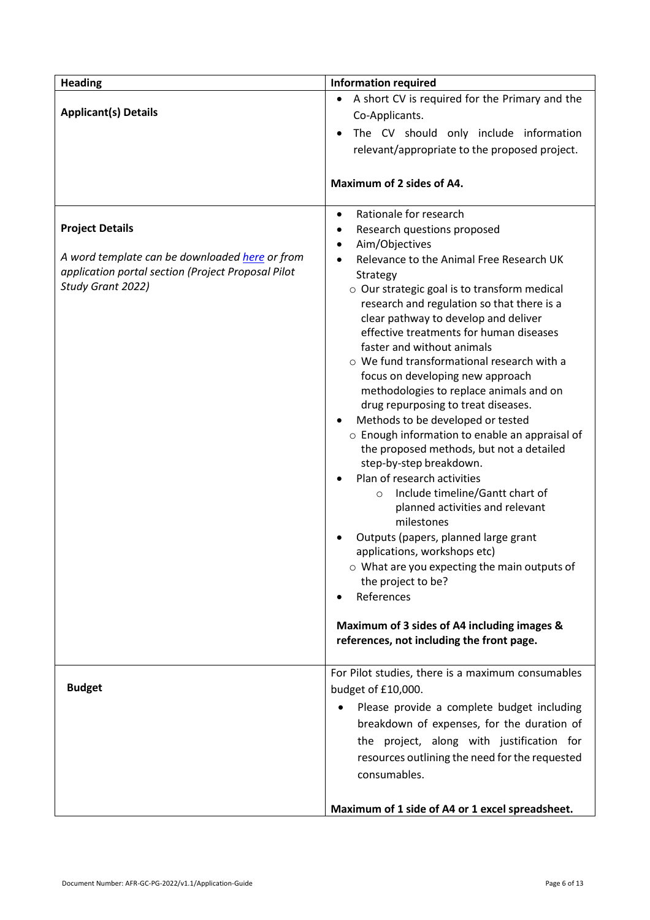| Heading | Information required |
| --- | --- |
| **Applicant(s) Details** | • A short CV is required for the Primary and the Co-Applicants.<br>• The CV should only include information relevant/appropriate to the proposed project.<br><br>**Maximum of 2 sides of A4.** |
| **Project Details**<br><br>*A word template can be downloaded [here](here) or from application portal section (Project Proposal Pilot Study Grant 2022)* | • Rationale for research<br>• Research questions proposed<br>• Aim/Objectives<br>• Relevance to the Animal Free Research UK Strategy<br>  ○ Our strategic goal is to transform medical research and regulation so that there is a clear pathway to develop and deliver effective treatments for human diseases faster and without animals<br>  ○ We fund transformational research with a focus on developing new approach methodologies to replace animals and on drug repurposing to treat diseases.<br>• Methods to be developed or tested<br>  ○ Enough information to enable an appraisal of the proposed methods, but not a detailed step-by-step breakdown.<br>• Plan of research activities<br>  ○ Include timeline/Gantt chart of planned activities and relevant milestones<br>• Outputs (papers, planned large grant applications, workshops etc)<br>  ○ What are you expecting the main outputs of the project to be?<br>• References<br><br>**Maximum of 3 sides of A4 including images & references, not including the front page.** |
| **Budget** | For Pilot studies, there is a maximum consumables budget of £10,000.<br>• Please provide a complete budget including breakdown of expenses, for the duration of the project, along with justification for resources outlining the need for the requested consumables.<br><br>**Maximum of 1 side of A4 or 1 excel spreadsheet.** |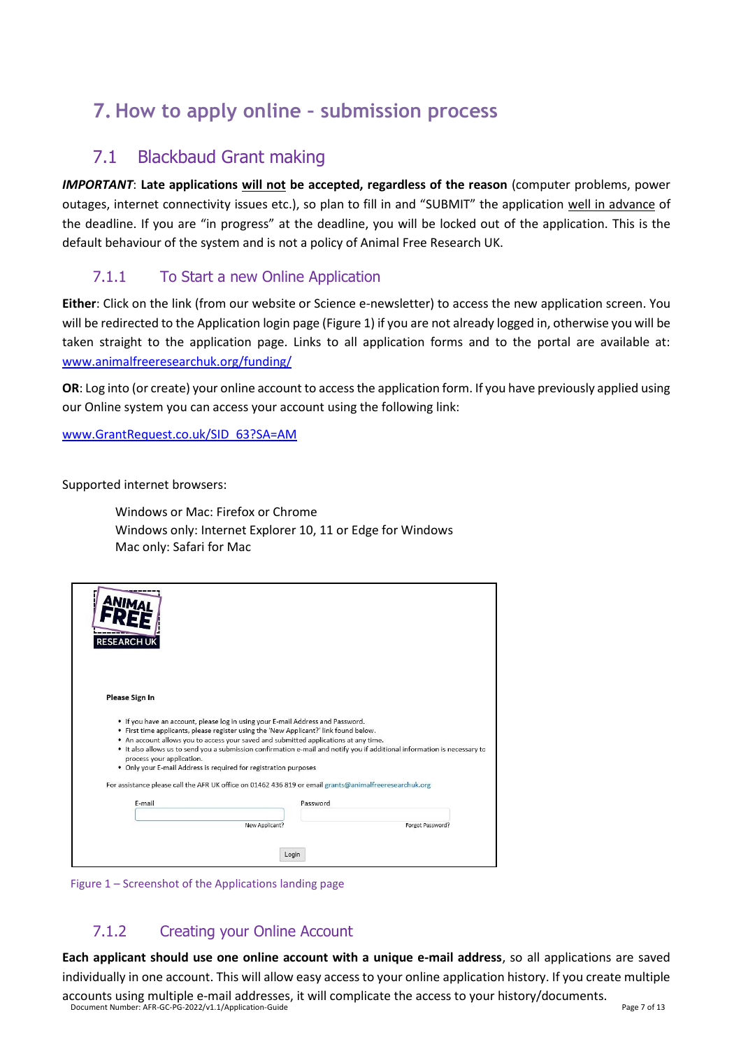# 7. How to apply online – submission process

## 7.1 Blackbaud Grant making

***IMPORTANT*****: Late applications <u>will not</u> be accepted, regardless of the reason** (computer problems, power outages, internet connectivity issues etc.), so plan to fill in and "SUBMIT" the application <u>well in advance</u> of the deadline. If you are "in progress" at the deadline, you will be locked out of the application. This is the default behaviour of the system and is not a policy of Animal Free Research UK.

### 7.1.1 To Start a new Online Application

**Either**: Click on the link (from our website or Science e-newsletter) to access the new application screen. You will be redirected to the Application login page (Figure 1) if you are not already logged in, otherwise you will be taken straight to the application page. Links to all application forms and to the portal are available at: [www.animalfreeresearchuk.org/funding/](http://www.animalfreeresearchuk.org/funding/)

**OR**: Log into (or create) your online account to access the application form. If you have previously applied using our Online system you can access your account using the following link:

[www.GrantRequest.co.uk/SID_63?SA=AM](http://www.GrantRequest.co.uk/SID_63?SA=AM)

Supported internet browsers:

> Windows or Mac: Firefox or Chrome
> Windows only: Internet Explorer 10, 11 or Edge for Windows
> Mac only: Safari for Mac

ANIMAL FREE RESEARCH UK

**Please Sign In**

- If you have an account, please log in using your E-mail Address and Password.
- First time applicants, please register using the 'New Applicant?' link found below.
- An account allows you to access your saved and submitted applications at any time.
- It also allows us to send you a submission confirmation e-mail and notify you if additional information is necessary to process your application.
- Only your E-mail Address is required for registration purposes

For assistance please call the AFR UK office on 01462 436 819 or email grants@animalfreeresearchuk.org

E-mail | Password

New Applicant? | Forgot Password?

Login

Figure 1 – Screenshot of the Applications landing page

### 7.1.2 Creating your Online Account

**Each applicant should use one online account with a unique e-mail address**, so all applications are saved individually in one account. This will allow easy access to your online application history. If you create multiple accounts using multiple e-mail addresses, it will complicate the access to your history/documents.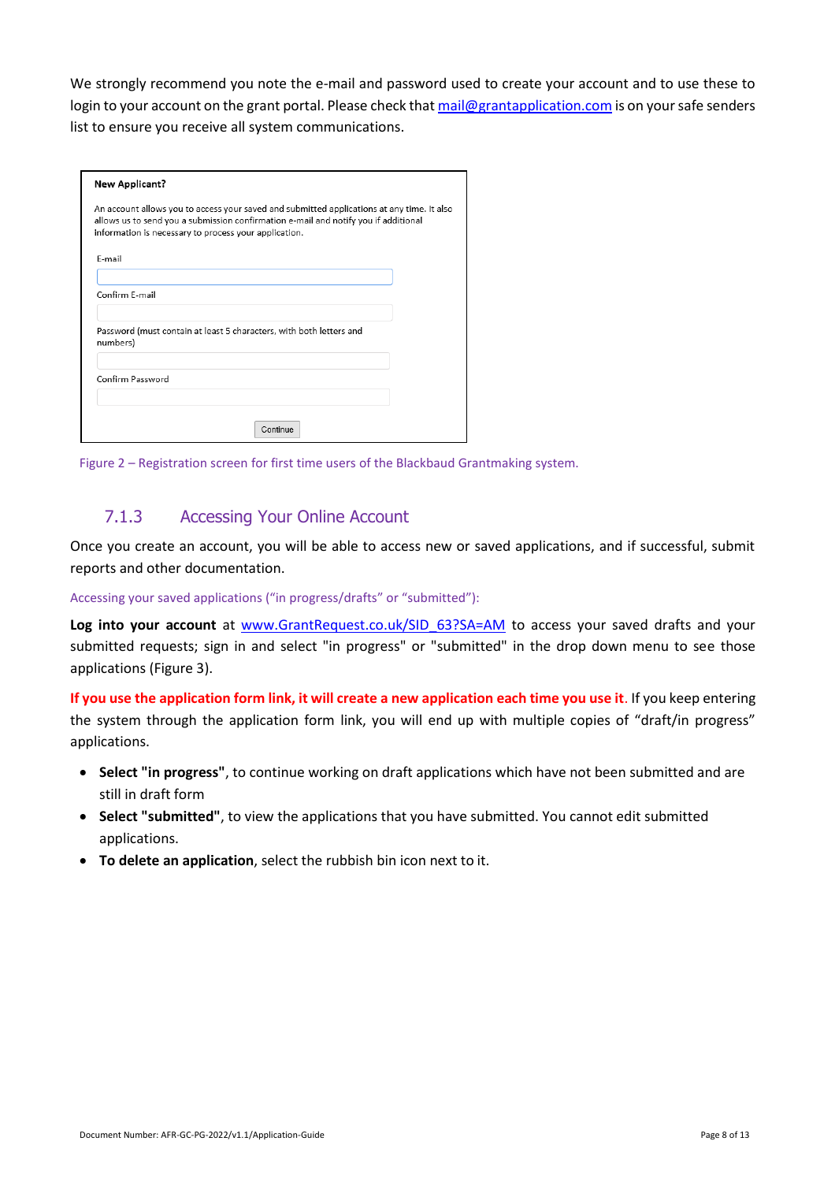We strongly recommend you note the e-mail and password used to create your account and to use these to login to your account on the grant portal. Please check that [mail@grantapplication.com](mailto:mail@grantapplication.com) is on your safe senders list to ensure you receive all system communications.

**New Applicant?**

An account allows you to access your saved and submitted applications at any time. It also allows us to send you a submission confirmation e-mail and notify you if additional information is necessary to process your application.

E-mail

Confirm E-mail

Password (must contain at least 5 characters, with both letters and numbers)

Confirm Password

Continue

Figure 2 – Registration screen for first time users of the Blackbaud Grantmaking system.

### 7.1.3 Accessing Your Online Account

Once you create an account, you will be able to access new or saved applications, and if successful, submit reports and other documentation.

Accessing your saved applications ("in progress/drafts" or "submitted"):

**Log into your account** at [www.GrantRequest.co.uk/SID_63?SA=AM](http://www.GrantRequest.co.uk/SID_63?SA=AM) to access your saved drafts and your submitted requests; sign in and select "in progress" or "submitted" in the drop down menu to see those applications (Figure 3).

**If you use the application form link, it will create a new application each time you use it**. If you keep entering the system through the application form link, you will end up with multiple copies of "draft/in progress" applications.

- **Select "in progress"**, to continue working on draft applications which have not been submitted and are still in draft form
- **Select "submitted"**, to view the applications that you have submitted. You cannot edit submitted applications.
- **To delete an application**, select the rubbish bin icon next to it.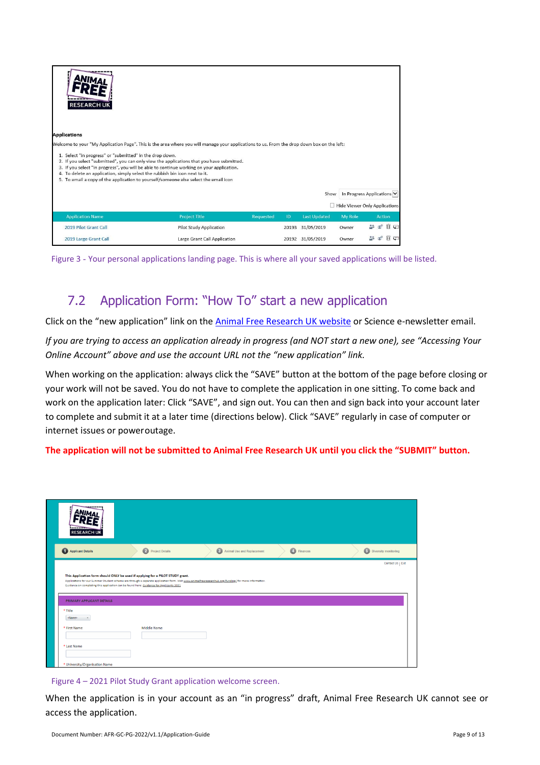Figure 3 - Your personal applications landing page. This is where all your saved applications will be listed.

## 7.2 Application Form: "How To" start a new application

Click on the "new application" link on the Animal Free Research UK website or Science e-newsletter email.

*If you are trying to access an application already in progress (and NOT start a new one), see "Accessing Your Online Account" above and use the account URL not the "new application" link.*

When working on the application: always click the "SAVE" button at the bottom of the page before closing or your work will not be saved. You do not have to complete the application in one sitting. To come back and work on the application later: Click "SAVE", and sign out. You can then and sign back into your account later to complete and submit it at a later time (directions below). Click "SAVE" regularly in case of computer or internet issues or poweroutage.

**The application will not be submitted to Animal Free Research UK until you click the "SUBMIT" button.**

Figure 4 – 2021 Pilot Study Grant application welcome screen.

When the application is in your account as an "in progress" draft, Animal Free Research UK cannot see or access the application.

Document Number: AFR-GC-PG-2022/v1.1/Application-Guide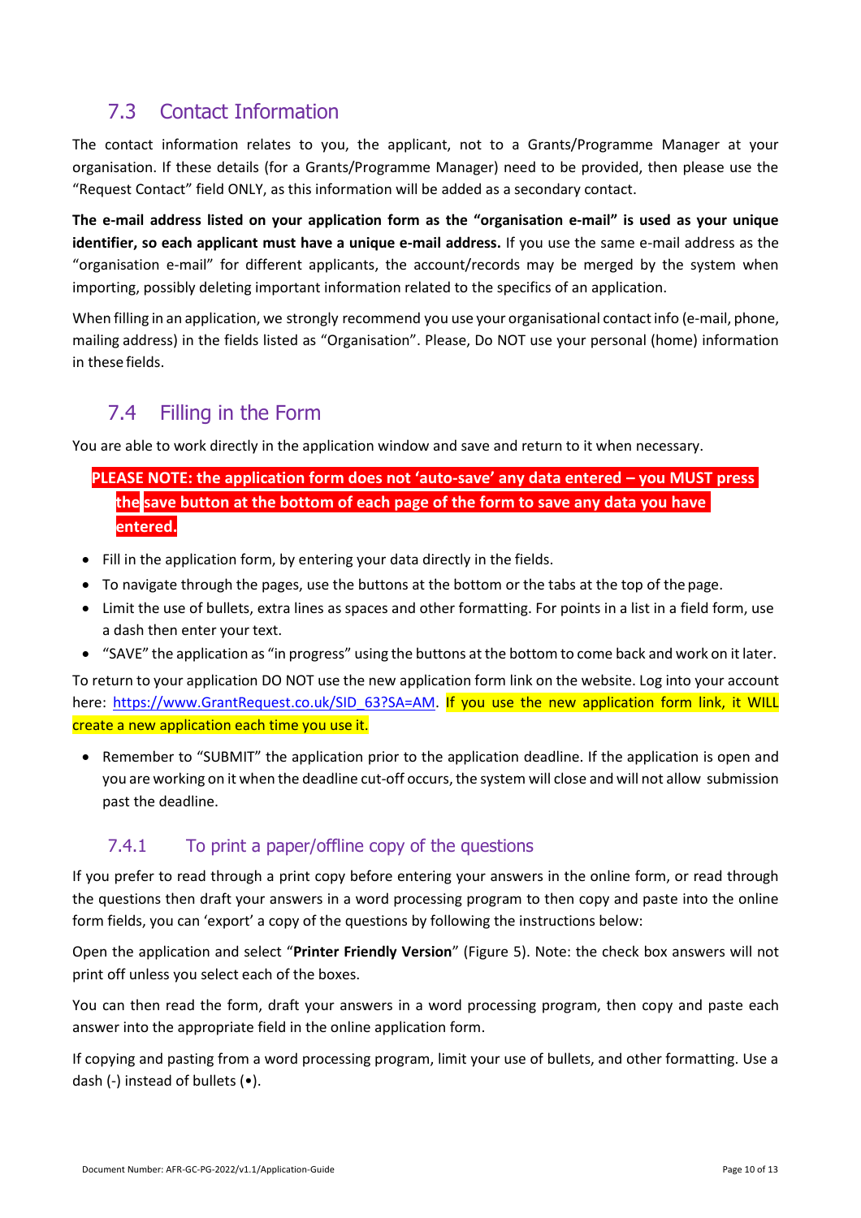## 7.3 Contact Information

The contact information relates to you, the applicant, not to a Grants/Programme Manager at your organisation. If these details (for a Grants/Programme Manager) need to be provided, then please use the "Request Contact" field ONLY, as this information will be added as a secondary contact.

**The e-mail address listed on your application form as the "organisation e-mail" is used as your unique identifier, so each applicant must have a unique e-mail address.** If you use the same e-mail address as the "organisation e-mail" for different applicants, the account/records may be merged by the system when importing, possibly deleting important information related to the specifics of an application.

When filling in an application, we strongly recommend you use your organisational contact info (e-mail, phone, mailing address) in the fields listed as "Organisation". Please, Do NOT use your personal (home) information in these fields.

## 7.4 Filling in the Form

You are able to work directly in the application window and save and return to it when necessary.

**PLEASE NOTE: the application form does not 'auto-save' any data entered – you MUST press the save button at the bottom of each page of the form to save any data you have entered.**

- Fill in the application form, by entering your data directly in the fields.
- To navigate through the pages, use the buttons at the bottom or the tabs at the top of the page.
- Limit the use of bullets, extra lines as spaces and other formatting. For points in a list in a field form, use a dash then enter your text.
- "SAVE" the application as "in progress" using the buttons at the bottom to come back and work on it later.

To return to your application DO NOT use the new application form link on the website. Log into your account here: https://www.GrantRequest.co.uk/SID_63?SA=AM. If you use the new application form link, it WILL create a new application each time you use it.

- Remember to "SUBMIT" the application prior to the application deadline. If the application is open and you are working on it when the deadline cut-off occurs, the system will close and will not allow submission past the deadline.

### 7.4.1 To print a paper/offline copy of the questions

If you prefer to read through a print copy before entering your answers in the online form, or read through the questions then draft your answers in a word processing program to then copy and paste into the online form fields, you can 'export' a copy of the questions by following the instructions below:

Open the application and select "**Printer Friendly Version**" (Figure 5). Note: the check box answers will not print off unless you select each of the boxes.

You can then read the form, draft your answers in a word processing program, then copy and paste each answer into the appropriate field in the online application form.

If copying and pasting from a word processing program, limit your use of bullets, and other formatting. Use a dash (-) instead of bullets (•).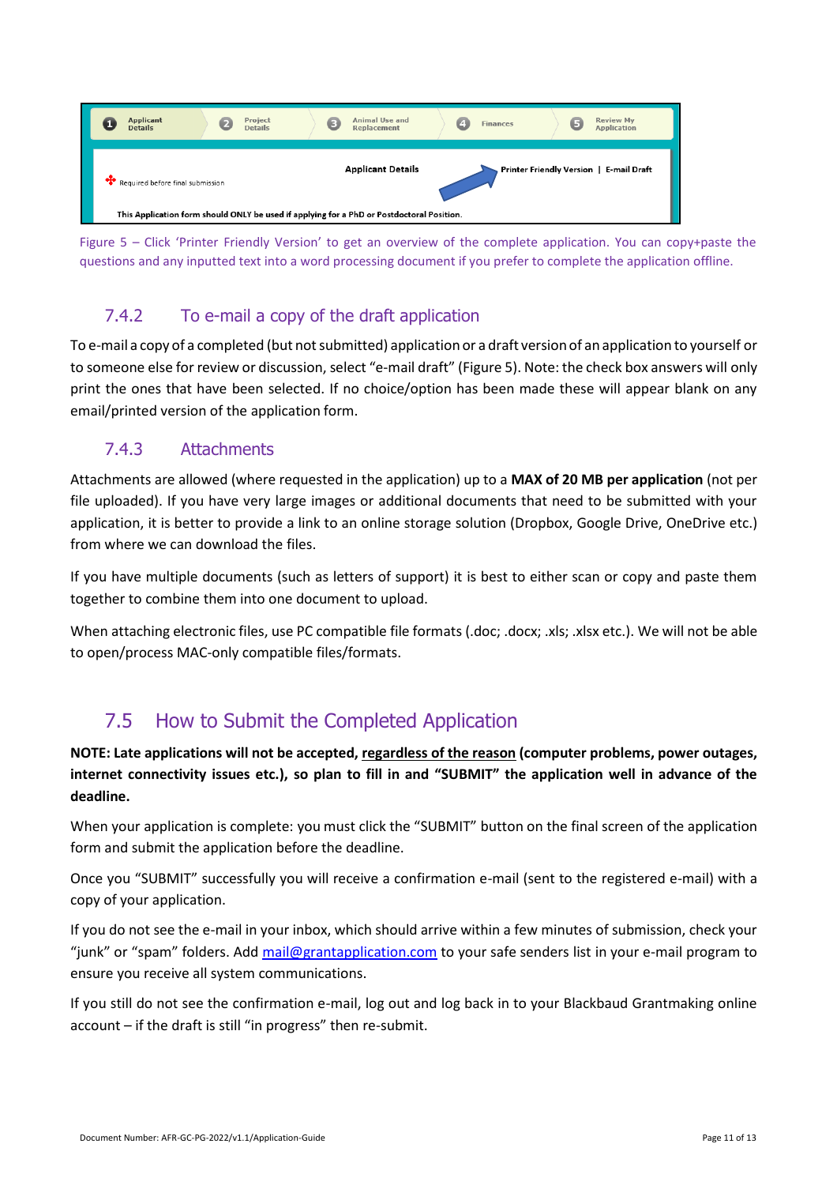Figure 5 – Click 'Printer Friendly Version' to get an overview of the complete application. You can copy+paste the questions and any inputted text into a word processing document if you prefer to complete the application offline.

### 7.4.2 To e-mail a copy of the draft application

To e-mail a copy of a completed (but not submitted) application or a draft version of an application to yourself or to someone else for review or discussion, select "e-mail draft" (Figure 5). Note: the check box answers will only print the ones that have been selected. If no choice/option has been made these will appear blank on any email/printed version of the application form.

### 7.4.3 Attachments

Attachments are allowed (where requested in the application) up to a **MAX of 20 MB per application** (not per file uploaded). If you have very large images or additional documents that need to be submitted with your application, it is better to provide a link to an online storage solution (Dropbox, Google Drive, OneDrive etc.) from where we can download the files.

If you have multiple documents (such as letters of support) it is best to either scan or copy and paste them together to combine them into one document to upload.

When attaching electronic files, use PC compatible file formats (.doc; .docx; .xls; .xlsx etc.). We will not be able to open/process MAC-only compatible files/formats.

## 7.5 How to Submit the Completed Application

**NOTE: Late applications will not be accepted, regardless of the reason (computer problems, power outages, internet connectivity issues etc.), so plan to fill in and "SUBMIT" the application well in advance of the deadline.**

When your application is complete: you must click the "SUBMIT" button on the final screen of the application form and submit the application before the deadline.

Once you "SUBMIT" successfully you will receive a confirmation e-mail (sent to the registered e-mail) with a copy of your application.

If you do not see the e-mail in your inbox, which should arrive within a few minutes of submission, check your "junk" or "spam" folders. Add mail@grantapplication.com to your safe senders list in your e-mail program to ensure you receive all system communications.

If you still do not see the confirmation e-mail, log out and log back in to your Blackbaud Grantmaking online account – if the draft is still "in progress" then re-submit.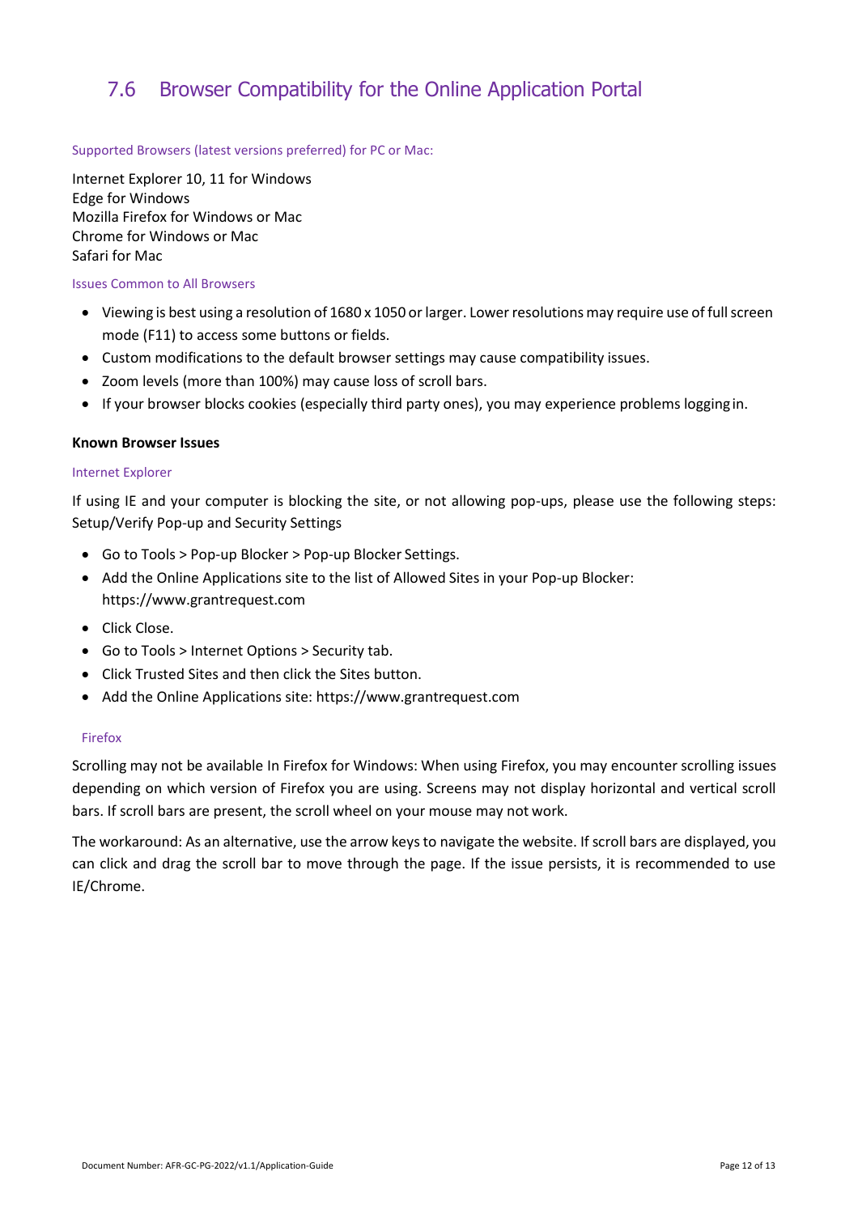## 7.6 Browser Compatibility for the Online Application Portal

#### Supported Browsers (latest versions preferred) for PC or Mac:

Internet Explorer 10, 11 for Windows
Edge for Windows
Mozilla Firefox for Windows or Mac
Chrome for Windows or Mac
Safari for Mac

#### Issues Common to All Browsers

- Viewing is best using a resolution of 1680 x 1050 or larger. Lower resolutions may require use of full screen mode (F11) to access some buttons or fields.
- Custom modifications to the default browser settings may cause compatibility issues.
- Zoom levels (more than 100%) may cause loss of scroll bars.
- If your browser blocks cookies (especially third party ones), you may experience problems logging in.

**Known Browser Issues**

#### Internet Explorer

If using IE and your computer is blocking the site, or not allowing pop-ups, please use the following steps: Setup/Verify Pop-up and Security Settings

- Go to Tools > Pop-up Blocker > Pop-up Blocker Settings.
- Add the Online Applications site to the list of Allowed Sites in your Pop-up Blocker: https://www.grantrequest.com
- Click Close.
- Go to Tools > Internet Options > Security tab.
- Click Trusted Sites and then click the Sites button.
- Add the Online Applications site: https://www.grantrequest.com

#### Firefox

Scrolling may not be available In Firefox for Windows: When using Firefox, you may encounter scrolling issues depending on which version of Firefox you are using. Screens may not display horizontal and vertical scroll bars. If scroll bars are present, the scroll wheel on your mouse may not work.

The workaround: As an alternative, use the arrow keys to navigate the website. If scroll bars are displayed, you can click and drag the scroll bar to move through the page. If the issue persists, it is recommended to use IE/Chrome.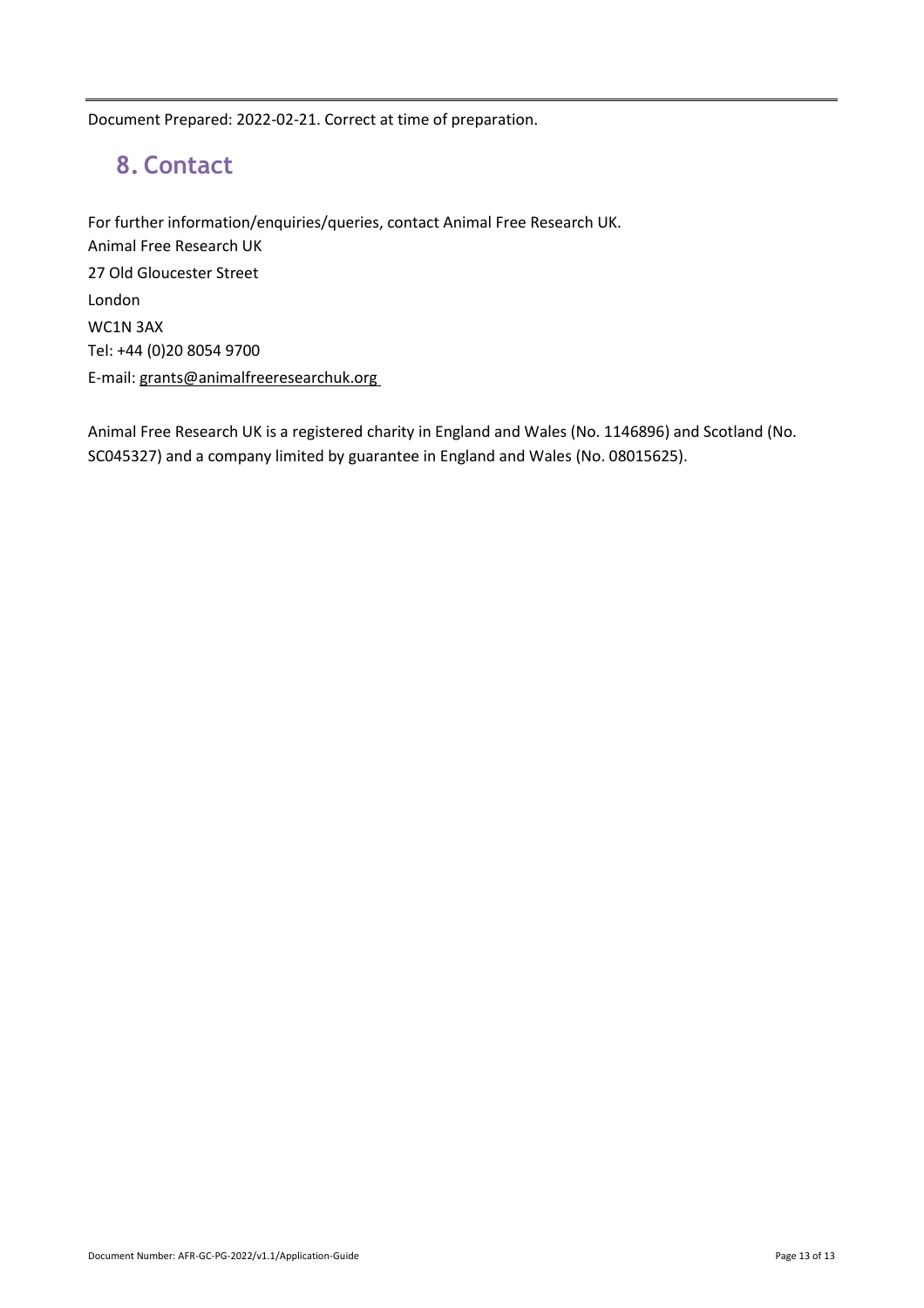Document Prepared: 2022-02-21. Correct at time of preparation.

## 8. Contact

For further information/enquiries/queries, contact Animal Free Research UK.

Animal Free Research UK  
27 Old Gloucester Street  
London  
WC1N 3AX  
Tel: +44 (0)20 8054 9700  
E-mail: grants@animalfreeresearchuk.org

Animal Free Research UK is a registered charity in England and Wales (No. 1146896) and Scotland (No. SC045327) and a company limited by guarantee in England and Wales (No. 08015625).